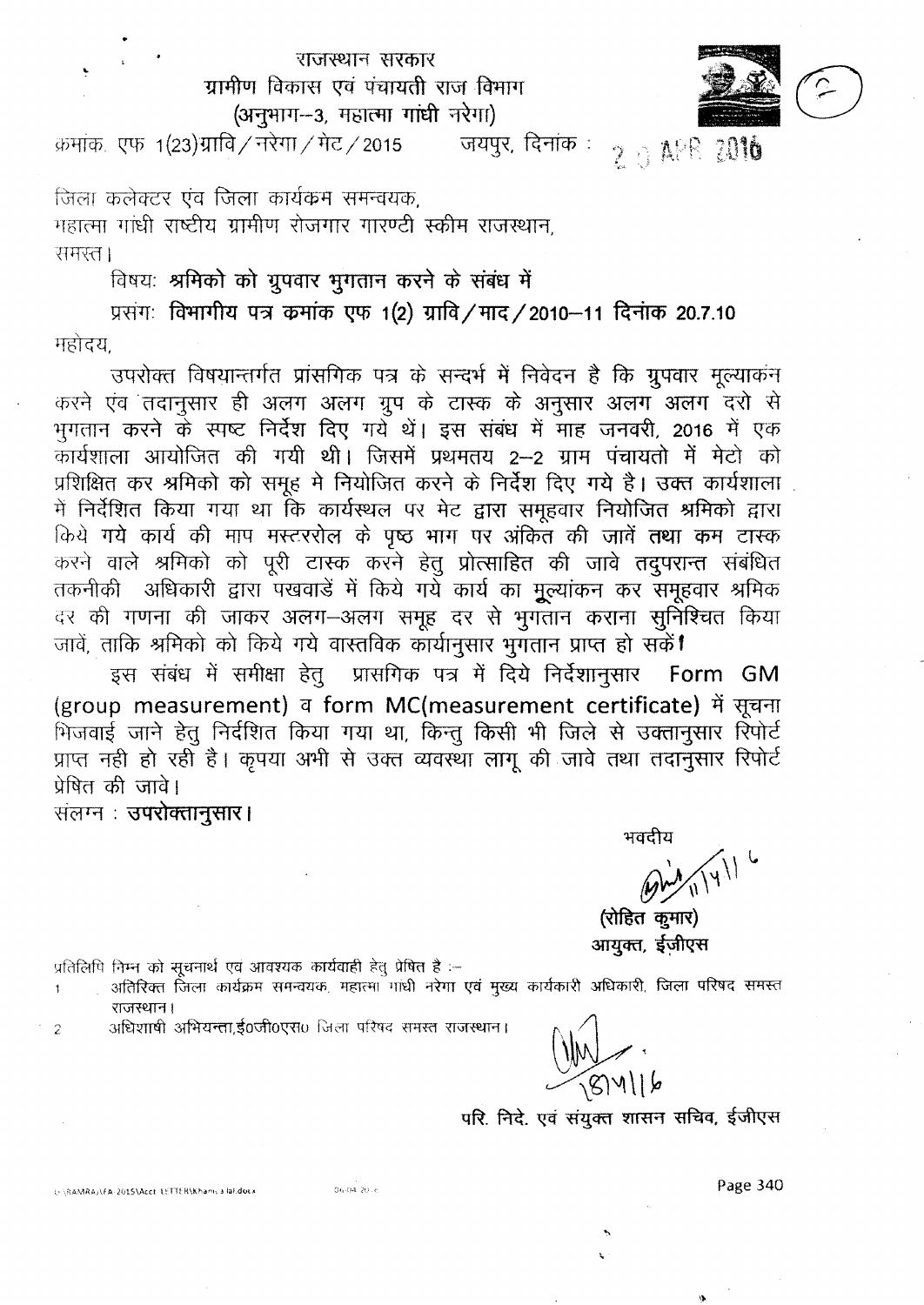राजस्थान सरकार
ग्रामीण विकास एवं पंचायती राज विभाग
(अनुभाग--3, महात्मा गांधी नरेगा)

क्रमांक एफ 1(23)ग्रावि / नरेगा / मेट / 2015 जयपुर, दिनांक : 20 APR 2016

जिला कलेक्टर एंव जिला कार्यक्रम समन्वयक,
महात्मा गांधी राष्ट्रीय ग्रामीण रोजगार गारण्टी स्कीम राजस्थान,
समस्त।

विषयः **श्रमिको को ग्रुपवार भुगतान करने के संबंध में**

प्रसंगः **विभागीय पत्र कमांक एफ 1(2) ग्रावि / माद / 2010–11 दिनांक 20.7.10**

महोदय,

उपरोक्त विषयान्तर्गत प्रांसगिक पत्र के सन्दर्भ में निवेदन है कि ग्रुपवार मूल्याकंन करने एंव तदानुसार ही अलग अलग ग्रुप के टास्क के अनुसार अलग अलग दरो से भुगतान करने के स्पष्ट निर्देश दिए गये थें। इस संबंध में माह जनवरी, 2016 में एक कार्यशाला आयोजित की गयी थी। जिसमें प्रथमतय 2–2 ग्राम पंचायतो में मेटो को प्रशिक्षित कर श्रमिको को समूह मे नियोजित करने के निर्देश दिए गये है। उक्त कार्यशाला में निर्देशित किया गया था कि कार्यस्थल पर मेट द्वारा समूहवार नियोजित श्रमिको द्वारा किये गये कार्य की माप मस्टररोल के पृष्ठ भाग पर अंकित की जावें तथा कम टास्क करने वाले श्रमिको को पूरी टास्क करने हेतु प्रोत्साहित की जावे तदुपरान्त संबंधित तकनीकी अधिकारी द्वारा पखवाडें में किये गये कार्य का मूल्यांकन कर समूहवार श्रमिक दर की गणना की जाकर अलग–अलग समूह दर से भुगतान कराना सुनिश्चित किया जावें, ताकि श्रमिको को किये गये वास्तविक कार्यानुसार भुगतान प्राप्त हो सकें।

इस संबंध में समीक्षा हेतु प्रासगिक पत्र में दिये निर्देशानुसार Form GM (group measurement) व form MC(measurement certificate) में सूचना भिजवाई जाने हेतु निर्देशित किया गया था, किन्तु किसी भी जिले से उक्तानुसार रिपोर्ट प्राप्त नही हो रही है। कृपया अभी से उक्त व्यवस्था लागू की जावे तथा तदानुसार रिपोर्ट प्रेषित की जावे।

संलग्न : **उपरोक्तानुसार।**

भवदीय

(रोहित कुमार)
आयुक्त, ईजीएस

प्रतिलिपि निम्न को सूचनार्थ एवं आवश्यक कार्यवाही हेतु प्रेषित है :–

1. अतिरिक्त जिला कार्यक्रम समन्वयक, महात्मा गांधी नरेगा एवं मुख्य कार्यकारी अधिकारी, जिला परिषद समस्त राजस्थान।
2. अधिशाषी अभियन्ता,ई0जी0एस0 जिला परिषद समस्त राजस्थान।

परि. निदे. एवं संयुक्त शासन सचिव, ईजीएस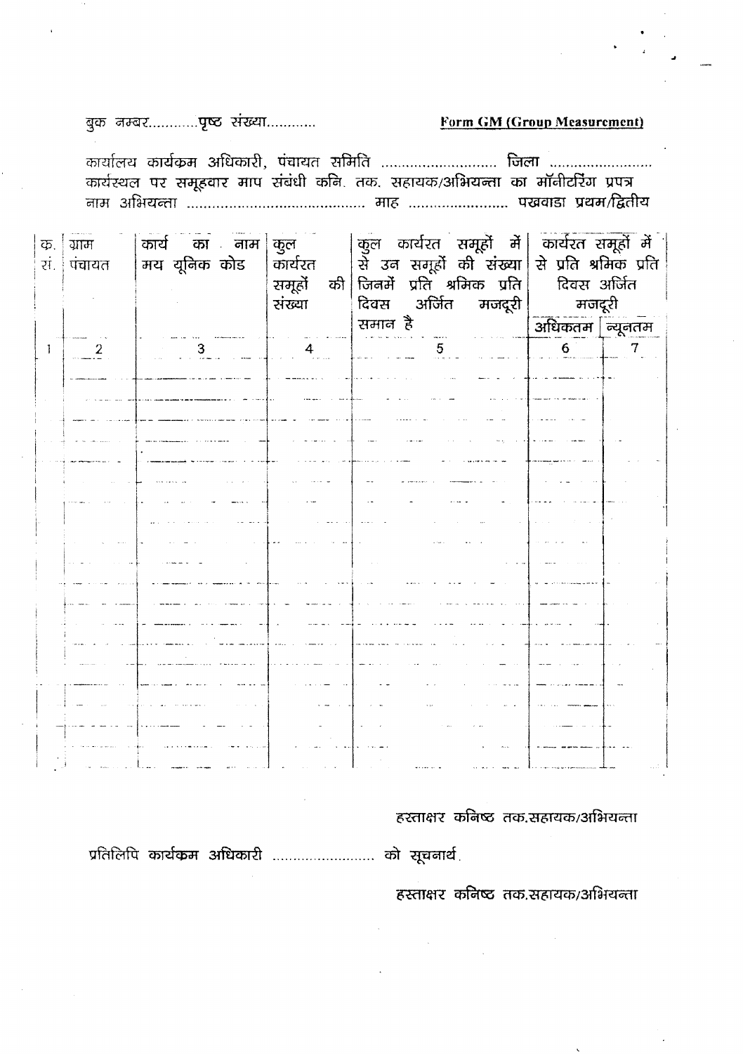बुक नम्बर............पृष्ठ संख्या............

**Form GM (Group Measurement)**

कार्यालय कार्यक्रम अधिकारी, पंचायत समिति ........................... जिला ........................
कार्यस्थल पर समूहवार माप संबंधी कनि. तक. सहायक/अभियन्ता का मॉनीटरिंग प्रपत्र
नाम अभियन्ता .......................................... माह ........................ पखवाडा प्रथम/द्वितीय

| क्र. सं. | ग्राम पंचायत | कार्य का नाम मय यूनिक कोड | कुल कार्यरत समूहों की संख्या | कुल कार्यरत समूहों में से उन समूहों की संख्या जिनमें प्रति श्रमिक प्रति दिवस अर्जित मजदूरी समान है | कार्यरत समूहों में से प्रति श्रमिक प्रति दिवस अर्जित मजदूरी | |
|---|---|---|---|---|---|---|
| | | | | | अधिकतम | न्यूनतम |
| 1 | 2 | 3 | 4 | 5 | 6 | 7 |
| | | | | | | |
| | | | | | | |
| | | | | | | |
| | | | | | | |
| | | | | | | |
| | | | | | | |
| | | | | | | |
| | | | | | | |
| | | | | | | |
| | | | | | | |
| | | | | | | |
| | | | | | | |
| | | | | | | |
| | | | | | | |
| | | | | | | |
| | | | | | | |
| | | | | | | |
| | | | | | | |
| | | | | | | |

हस्ताक्षर कनिष्ठ तक.सहायक/अभियन्ता

प्रतिलिपि कार्यक्रम अधिकारी ........................ को सूचनार्थ.

हस्ताक्षर कनिष्ठ तक.सहायक/अभियन्ता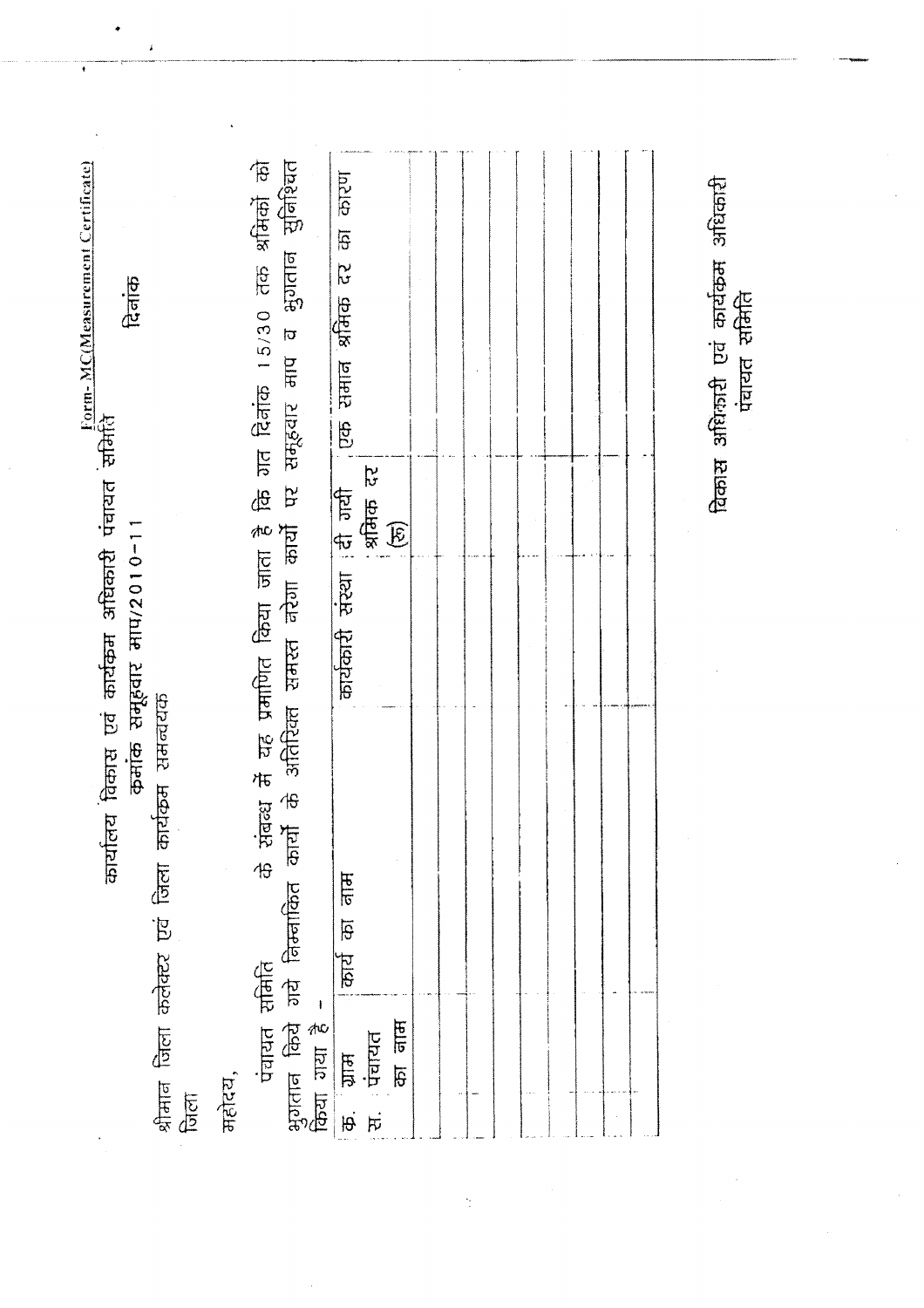**Form- MC(Measurement Certificate)**

कार्यालय विकास एवं कार्यक्रम अधिकारी पंचायत समिति

क्रमांक समूहवार माप/2010-11 दिनांक

श्रीमान जिला कलेक्टर एवं जिला कार्यक्रम समन्वयक

जिला

महोदय,

पंचायत समिति के संबंध में यह प्रमाणित किया जाता है कि गत दिनांक 15/30 तक श्रमिकों को भुगतान किये गये निम्नांकित कार्यों के अतिरिक्त समस्त नरेगा कार्यों पर समूहवार माप व भुगतान सुनिश्चित किया गया है -

| क्र. स. | ग्राम पंचायत का नाम | कार्य का नाम | कार्यकारी संस्था | दी गयी श्रमिक दर (रु) | एक समान श्रमिक दर का कारण |
|---|---|---|---|---|---|
| | | | | | |
| | | | | | |
| | | | | | |
| | | | | | |
| | | | | | |
| | | | | | |
| | | | | | |

विकास अधिकारी एवं कार्यक्रम अधिकारी
पंचायत समिति